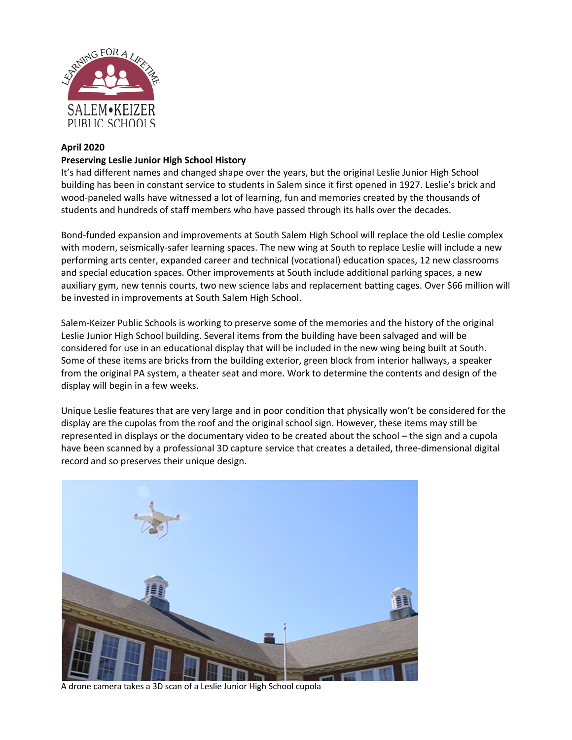**April 2020**

**Preserving Leslie Junior High School History**

It's had different names and changed shape over the years, but the original Leslie Junior High School building has been in constant service to students in Salem since it first opened in 1927. Leslie's brick and wood-paneled walls have witnessed a lot of learning, fun and memories created by the thousands of students and hundreds of staff members who have passed through its halls over the decades.

Bond-funded expansion and improvements at South Salem High School will replace the old Leslie complex with modern, seismically-safer learning spaces. The new wing at South to replace Leslie will include a new performing arts center, expanded career and technical (vocational) education spaces, 12 new classrooms and special education spaces. Other improvements at South include additional parking spaces, a new auxiliary gym, new tennis courts, two new science labs and replacement batting cages. Over $66 million will be invested in improvements at South Salem High School.

Salem-Keizer Public Schools is working to preserve some of the memories and the history of the original Leslie Junior High School building. Several items from the building have been salvaged and will be considered for use in an educational display that will be included in the new wing being built at South. Some of these items are bricks from the building exterior, green block from interior hallways, a speaker from the original PA system, a theater seat and more. Work to determine the contents and design of the display will begin in a few weeks.

Unique Leslie features that are very large and in poor condition that physically won't be considered for the display are the cupolas from the roof and the original school sign. However, these items may still be represented in displays or the documentary video to be created about the school – the sign and a cupola have been scanned by a professional 3D capture service that creates a detailed, three-dimensional digital record and so preserves their unique design.

A drone camera takes a 3D scan of a Leslie Junior High School cupola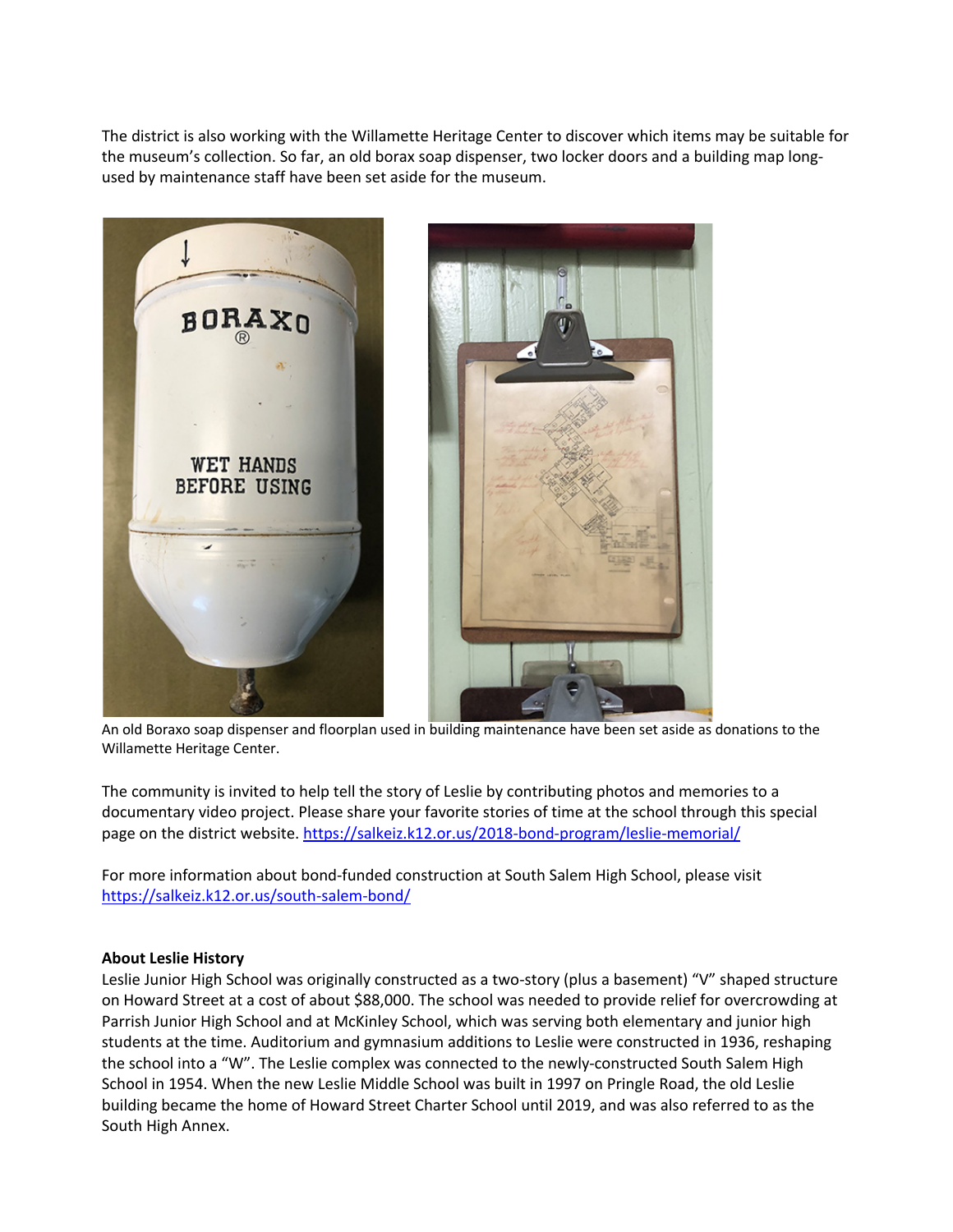The district is also working with the Willamette Heritage Center to discover which items may be suitable for the museum's collection. So far, an old borax soap dispenser, two locker doors and a building map long-used by maintenance staff have been set aside for the museum.

An old Boraxo soap dispenser and floorplan used in building maintenance have been set aside as donations to the Willamette Heritage Center.

The community is invited to help tell the story of Leslie by contributing photos and memories to a documentary video project. Please share your favorite stories of time at the school through this special page on the district website. https://salkeiz.k12.or.us/2018-bond-program/leslie-memorial/

For more information about bond-funded construction at South Salem High School, please visit https://salkeiz.k12.or.us/south-salem-bond/

**About Leslie History**

Leslie Junior High School was originally constructed as a two-story (plus a basement) "V" shaped structure on Howard Street at a cost of about $88,000. The school was needed to provide relief for overcrowding at Parrish Junior High School and at McKinley School, which was serving both elementary and junior high students at the time. Auditorium and gymnasium additions to Leslie were constructed in 1936, reshaping the school into a "W". The Leslie complex was connected to the newly-constructed South Salem High School in 1954. When the new Leslie Middle School was built in 1997 on Pringle Road, the old Leslie building became the home of Howard Street Charter School until 2019, and was also referred to as the South High Annex.